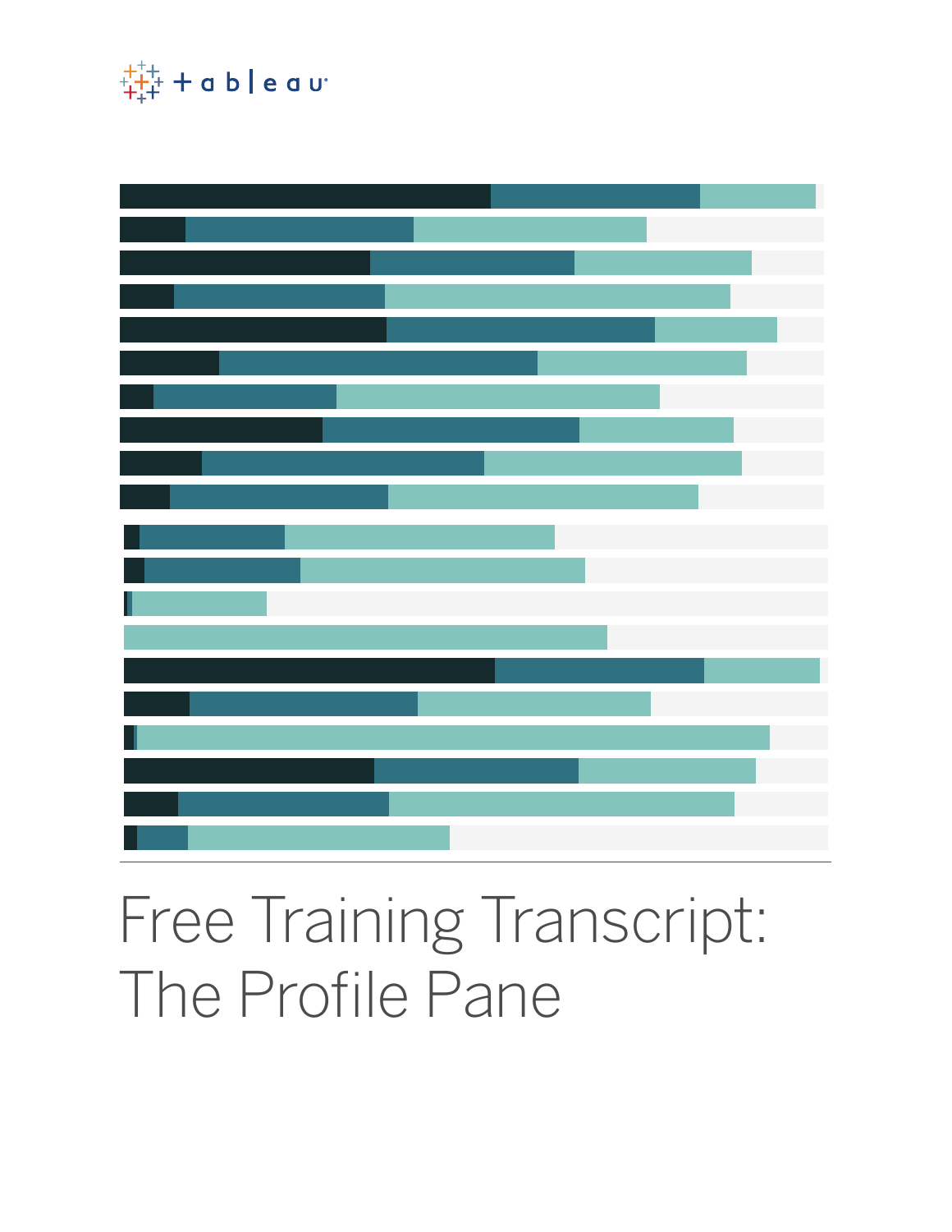# Free Training Transcript: The Profile Pane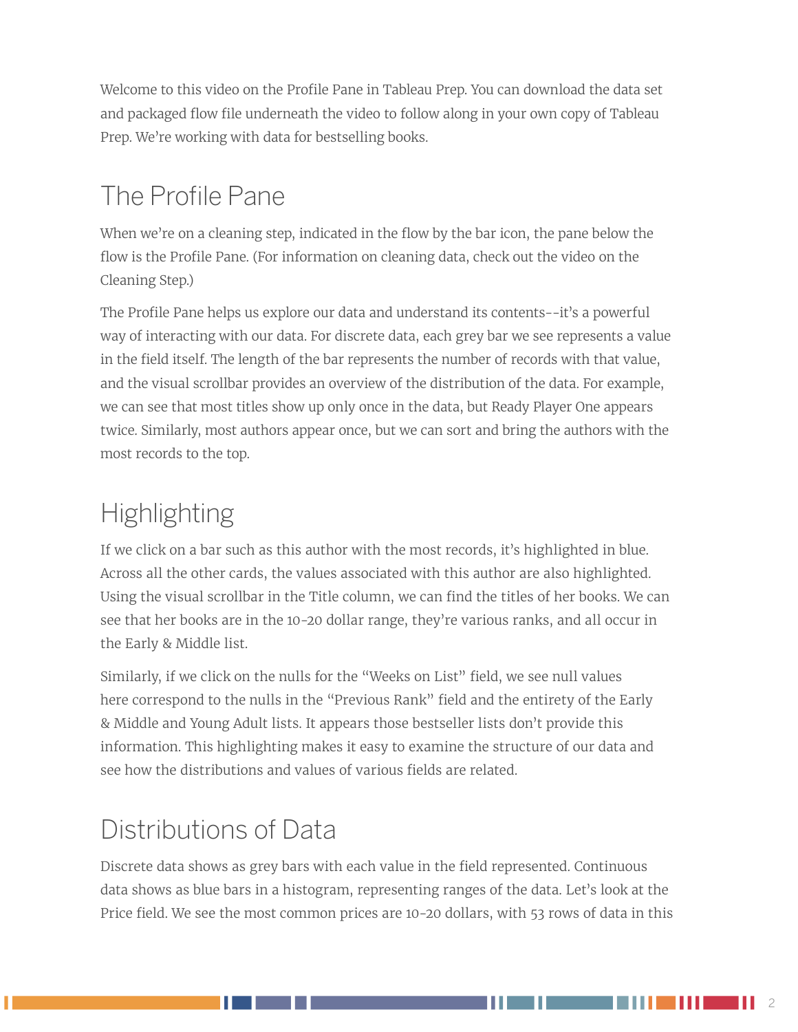Welcome to this video on the Profile Pane in Tableau Prep. You can download the data set and packaged flow file underneath the video to follow along in your own copy of Tableau Prep. We're working with data for bestselling books.

## The Profile Pane

When we're on a cleaning step, indicated in the flow by the bar icon, the pane below the flow is the Profile Pane. (For information on cleaning data, check out the video on the Cleaning Step.)

The Profile Pane helps us explore our data and understand its contents--it's a powerful way of interacting with our data. For discrete data, each grey bar we see represents a value in the field itself. The length of the bar represents the number of records with that value, and the visual scrollbar provides an overview of the distribution of the data. For example, we can see that most titles show up only once in the data, but Ready Player One appears twice. Similarly, most authors appear once, but we can sort and bring the authors with the most records to the top.

## Highlighting

If we click on a bar such as this author with the most records, it's highlighted in blue. Across all the other cards, the values associated with this author are also highlighted. Using the visual scrollbar in the Title column, we can find the titles of her books. We can see that her books are in the 10-20 dollar range, they're various ranks, and all occur in the Early & Middle list.

Similarly, if we click on the nulls for the "Weeks on List" field, we see null values here correspond to the nulls in the "Previous Rank" field and the entirety of the Early & Middle and Young Adult lists. It appears those bestseller lists don't provide this information. This highlighting makes it easy to examine the structure of our data and see how the distributions and values of various fields are related.

## Distributions of Data

Discrete data shows as grey bars with each value in the field represented. Continuous data shows as blue bars in a histogram, representing ranges of the data. Let's look at the Price field. We see the most common prices are 10-20 dollars, with 53 rows of data in this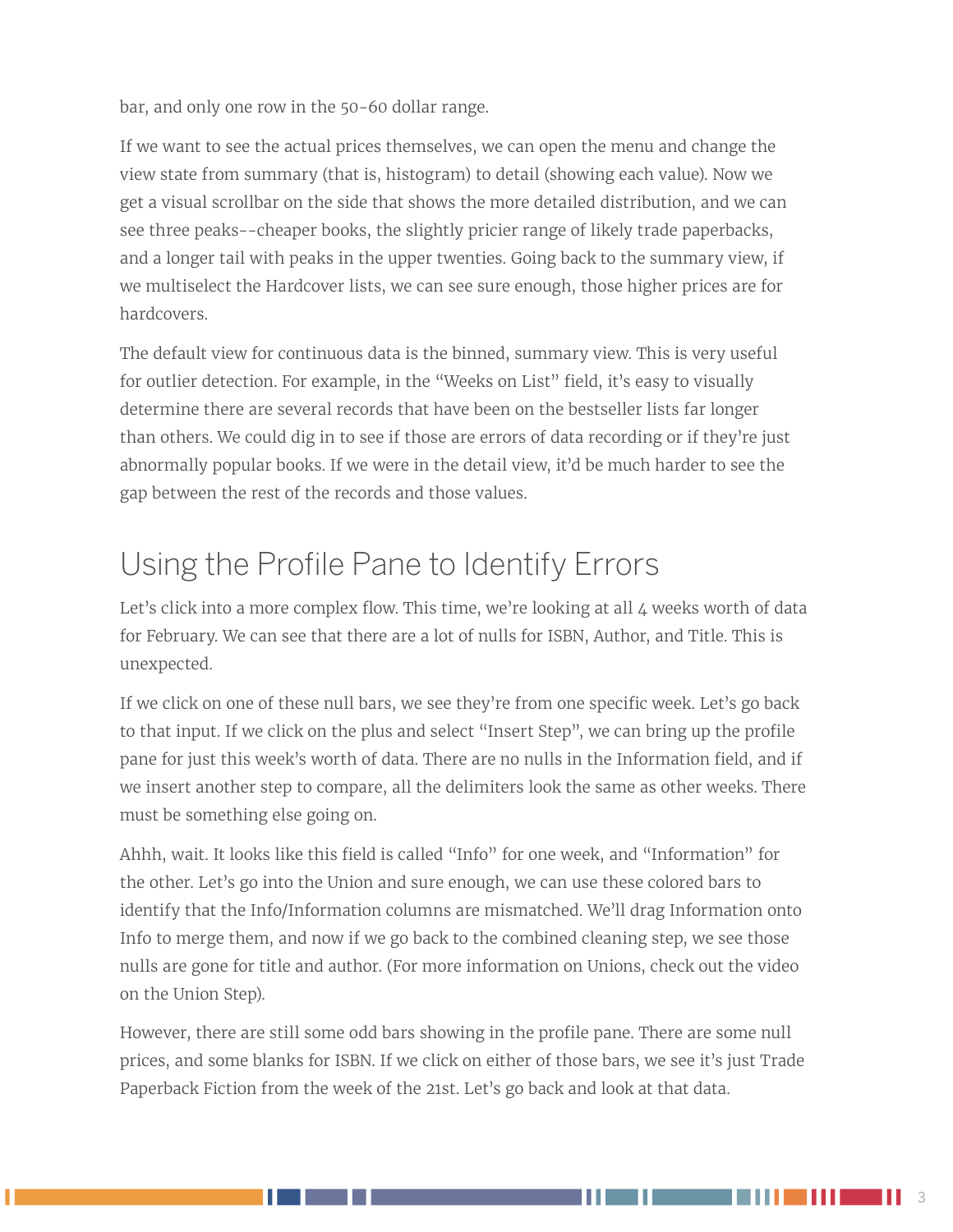bar, and only one row in the 50-60 dollar range.

If we want to see the actual prices themselves, we can open the menu and change the view state from summary (that is, histogram) to detail (showing each value). Now we get a visual scrollbar on the side that shows the more detailed distribution, and we can see three peaks--cheaper books, the slightly pricier range of likely trade paperbacks, and a longer tail with peaks in the upper twenties. Going back to the summary view, if we multiselect the Hardcover lists, we can see sure enough, those higher prices are for hardcovers.

The default view for continuous data is the binned, summary view. This is very useful for outlier detection. For example, in the "Weeks on List" field, it's easy to visually determine there are several records that have been on the bestseller lists far longer than others. We could dig in to see if those are errors of data recording or if they're just abnormally popular books. If we were in the detail view, it'd be much harder to see the gap between the rest of the records and those values.

## Using the Profile Pane to Identify Errors

Let's click into a more complex flow. This time, we're looking at all 4 weeks worth of data for February. We can see that there are a lot of nulls for ISBN, Author, and Title. This is unexpected.

If we click on one of these null bars, we see they're from one specific week. Let's go back to that input. If we click on the plus and select "Insert Step", we can bring up the profile pane for just this week's worth of data. There are no nulls in the Information field, and if we insert another step to compare, all the delimiters look the same as other weeks. There must be something else going on.

Ahhh, wait. It looks like this field is called "Info" for one week, and "Information" for the other. Let's go into the Union and sure enough, we can use these colored bars to identify that the Info/Information columns are mismatched. We'll drag Information onto Info to merge them, and now if we go back to the combined cleaning step, we see those nulls are gone for title and author. (For more information on Unions, check out the video on the Union Step).

However, there are still some odd bars showing in the profile pane. There are some null prices, and some blanks for ISBN. If we click on either of those bars, we see it's just Trade Paperback Fiction from the week of the 21st. Let's go back and look at that data.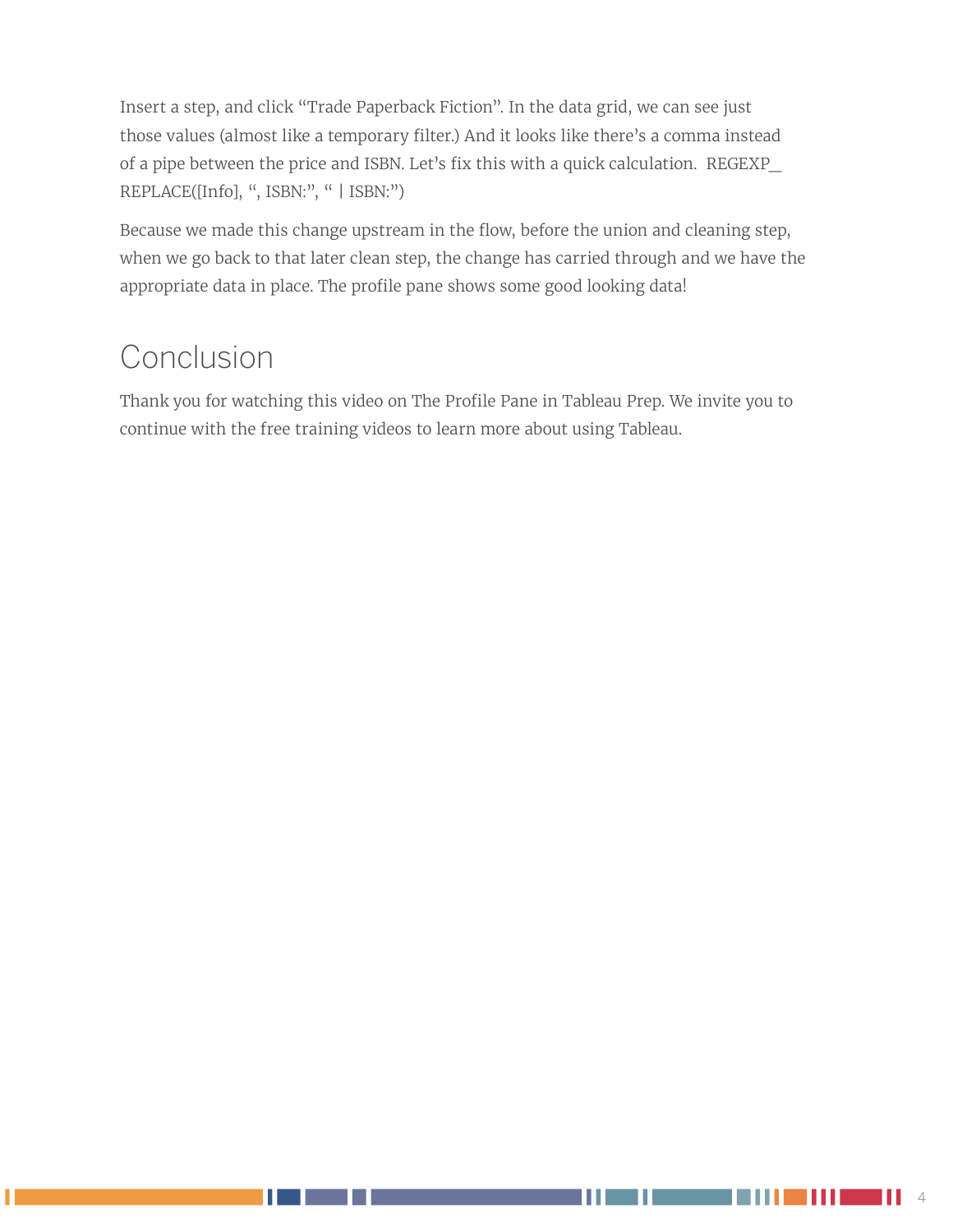Insert a step, and click "Trade Paperback Fiction". In the data grid, we can see just those values (almost like a temporary filter.) And it looks like there's a comma instead of a pipe between the price and ISBN. Let's fix this with a quick calculation. REGEXP_REPLACE([Info], ", ISBN:", " | ISBN:")

Because we made this change upstream in the flow, before the union and cleaning step, when we go back to that later clean step, the change has carried through and we have the appropriate data in place. The profile pane shows some good looking data!

## Conclusion

Thank you for watching this video on The Profile Pane in Tableau Prep. We invite you to continue with the free training videos to learn more about using Tableau.